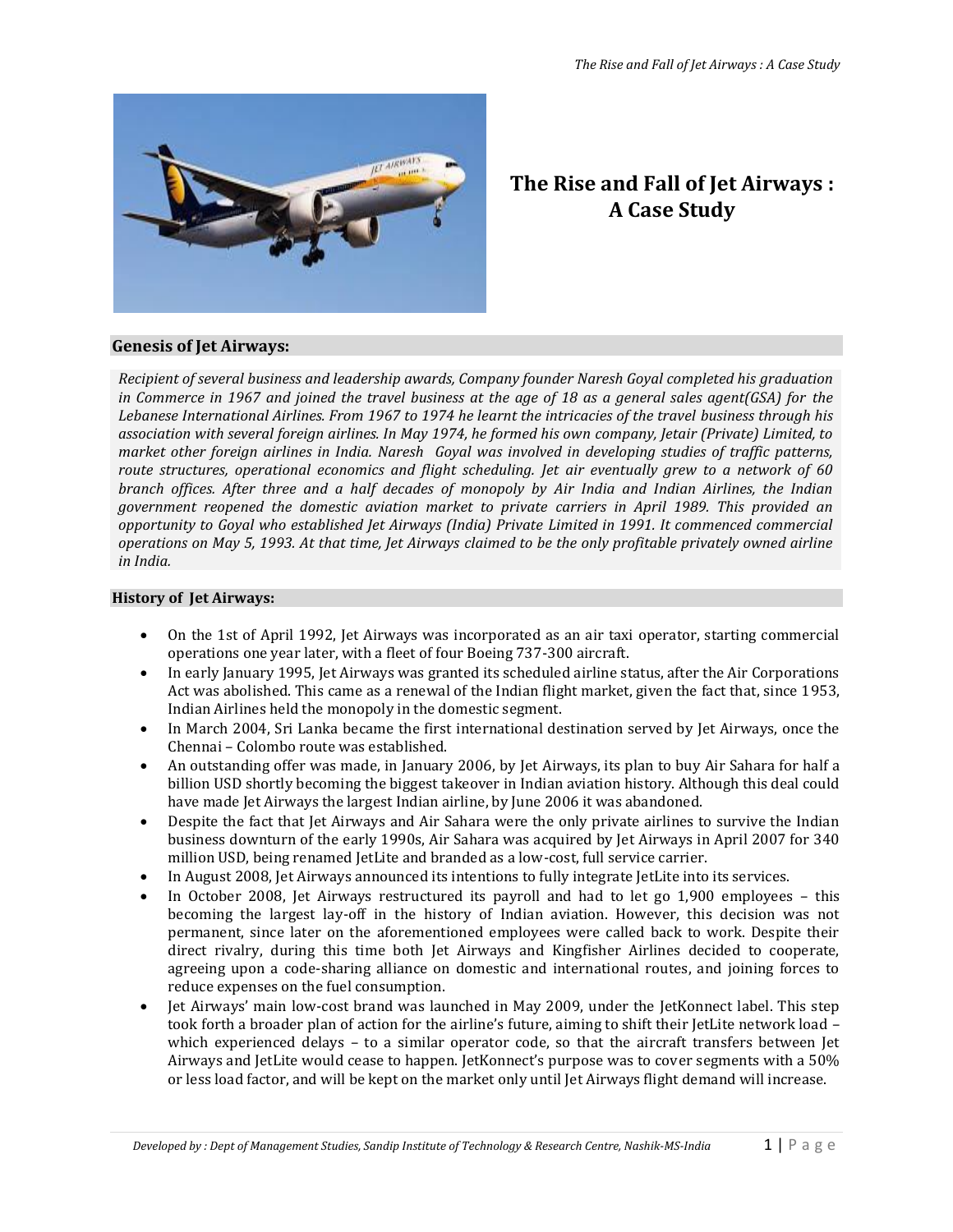# The Rise and Fall of Jet Airways : A Case Study

## Genesis of Jet Airways:

*Recipient of several business and leadership awards, Company founder Naresh Goyal completed his graduation in Commerce in 1967 and joined the travel business at the age of 18 as a general sales agent(GSA) for the Lebanese International Airlines. From 1967 to 1974 he learnt the intricacies of the travel business through his association with several foreign airlines. In May 1974, he formed his own company, Jetair (Private) Limited, to market other foreign airlines in India. Naresh Goyal was involved in developing studies of traffic patterns, route structures, operational economics and flight scheduling. Jet air eventually grew to a network of 60 branch offices. After three and a half decades of monopoly by Air India and Indian Airlines, the Indian government reopened the domestic aviation market to private carriers in April 1989. This provided an opportunity to Goyal who established Jet Airways (India) Private Limited in 1991. It commenced commercial operations on May 5, 1993. At that time, Jet Airways claimed to be the only profitable privately owned airline in India.*

## History of Jet Airways:

- On the 1st of April 1992, Jet Airways was incorporated as an air taxi operator, starting commercial operations one year later, with a fleet of four Boeing 737-300 aircraft.
- In early January 1995, Jet Airways was granted its scheduled airline status, after the Air Corporations Act was abolished. This came as a renewal of the Indian flight market, given the fact that, since 1953, Indian Airlines held the monopoly in the domestic segment.
- In March 2004, Sri Lanka became the first international destination served by Jet Airways, once the Chennai – Colombo route was established.
- An outstanding offer was made, in January 2006, by Jet Airways, its plan to buy Air Sahara for half a billion USD shortly becoming the biggest takeover in Indian aviation history. Although this deal could have made Jet Airways the largest Indian airline, by June 2006 it was abandoned.
- Despite the fact that Jet Airways and Air Sahara were the only private airlines to survive the Indian business downturn of the early 1990s, Air Sahara was acquired by Jet Airways in April 2007 for 340 million USD, being renamed JetLite and branded as a low-cost, full service carrier.
- In August 2008, Jet Airways announced its intentions to fully integrate JetLite into its services.
- In October 2008, Jet Airways restructured its payroll and had to let go 1,900 employees – this becoming the largest lay-off in the history of Indian aviation. However, this decision was not permanent, since later on the aforementioned employees were called back to work. Despite their direct rivalry, during this time both Jet Airways and Kingfisher Airlines decided to cooperate, agreeing upon a code-sharing alliance on domestic and international routes, and joining forces to reduce expenses on the fuel consumption.
- Jet Airways' main low-cost brand was launched in May 2009, under the JetKonnect label. This step took forth a broader plan of action for the airline's future, aiming to shift their JetLite network load – which experienced delays – to a similar operator code, so that the aircraft transfers between Jet Airways and JetLite would cease to happen. JetKonnect's purpose was to cover segments with a 50% or less load factor, and will be kept on the market only until Jet Airways flight demand will increase.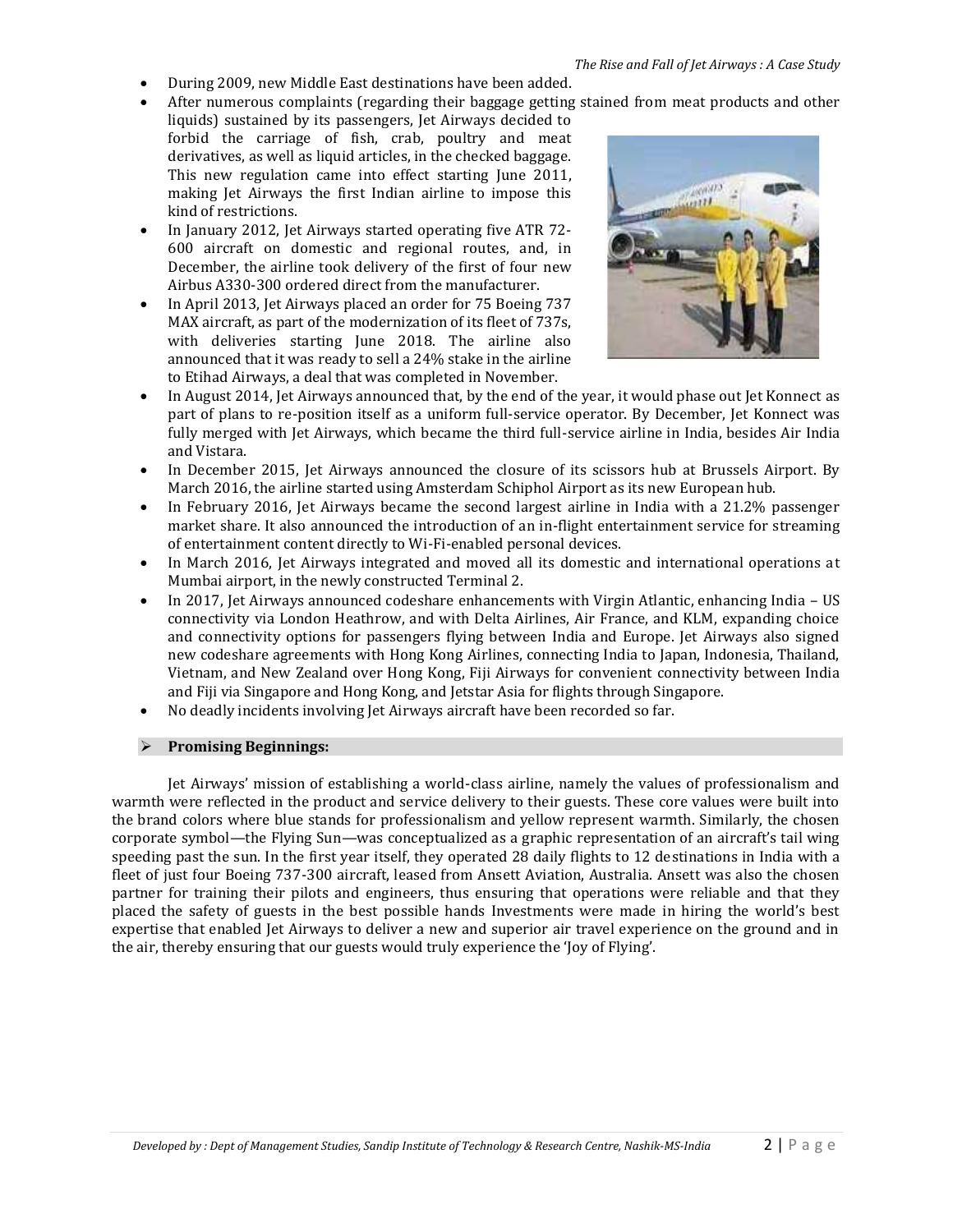- During 2009, new Middle East destinations have been added.
- After numerous complaints (regarding their baggage getting stained from meat products and other liquids) sustained by its passengers, Jet Airways decided to forbid the carriage of fish, crab, poultry and meat derivatives, as well as liquid articles, in the checked baggage. This new regulation came into effect starting June 2011, making Jet Airways the first Indian airline to impose this kind of restrictions.
- In January 2012, Jet Airways started operating five ATR 72-600 aircraft on domestic and regional routes, and, in December, the airline took delivery of the first of four new Airbus A330-300 ordered direct from the manufacturer.
- In April 2013, Jet Airways placed an order for 75 Boeing 737 MAX aircraft, as part of the modernization of its fleet of 737s, with deliveries starting June 2018. The airline also announced that it was ready to sell a 24% stake in the airline to Etihad Airways, a deal that was completed in November.
- In August 2014, Jet Airways announced that, by the end of the year, it would phase out Jet Konnect as part of plans to re-position itself as a uniform full-service operator. By December, Jet Konnect was fully merged with Jet Airways, which became the third full-service airline in India, besides Air India and Vistara.
- In December 2015, Jet Airways announced the closure of its scissors hub at Brussels Airport. By March 2016, the airline started using Amsterdam Schiphol Airport as its new European hub.
- In February 2016, Jet Airways became the second largest airline in India with a 21.2% passenger market share. It also announced the introduction of an in-flight entertainment service for streaming of entertainment content directly to Wi-Fi-enabled personal devices.
- In March 2016, Jet Airways integrated and moved all its domestic and international operations at Mumbai airport, in the newly constructed Terminal 2.
- In 2017, Jet Airways announced codeshare enhancements with Virgin Atlantic, enhancing India – US connectivity via London Heathrow, and with Delta Airlines, Air France, and KLM, expanding choice and connectivity options for passengers flying between India and Europe. Jet Airways also signed new codeshare agreements with Hong Kong Airlines, connecting India to Japan, Indonesia, Thailand, Vietnam, and New Zealand over Hong Kong, Fiji Airways for convenient connectivity between India and Fiji via Singapore and Hong Kong, and Jetstar Asia for flights through Singapore.
- No deadly incidents involving Jet Airways aircraft have been recorded so far.

## Promising Beginnings:

Jet Airways' mission of establishing a world-class airline, namely the values of professionalism and warmth were reflected in the product and service delivery to their guests. These core values were built into the brand colors where blue stands for professionalism and yellow represent warmth. Similarly, the chosen corporate symbol—the Flying Sun—was conceptualized as a graphic representation of an aircraft's tail wing speeding past the sun. In the first year itself, they operated 28 daily flights to 12 destinations in India with a fleet of just four Boeing 737-300 aircraft, leased from Ansett Aviation, Australia. Ansett was also the chosen partner for training their pilots and engineers, thus ensuring that operations were reliable and that they placed the safety of guests in the best possible hands Investments were made in hiring the world's best expertise that enabled Jet Airways to deliver a new and superior air travel experience on the ground and in the air, thereby ensuring that our guests would truly experience the 'Joy of Flying'.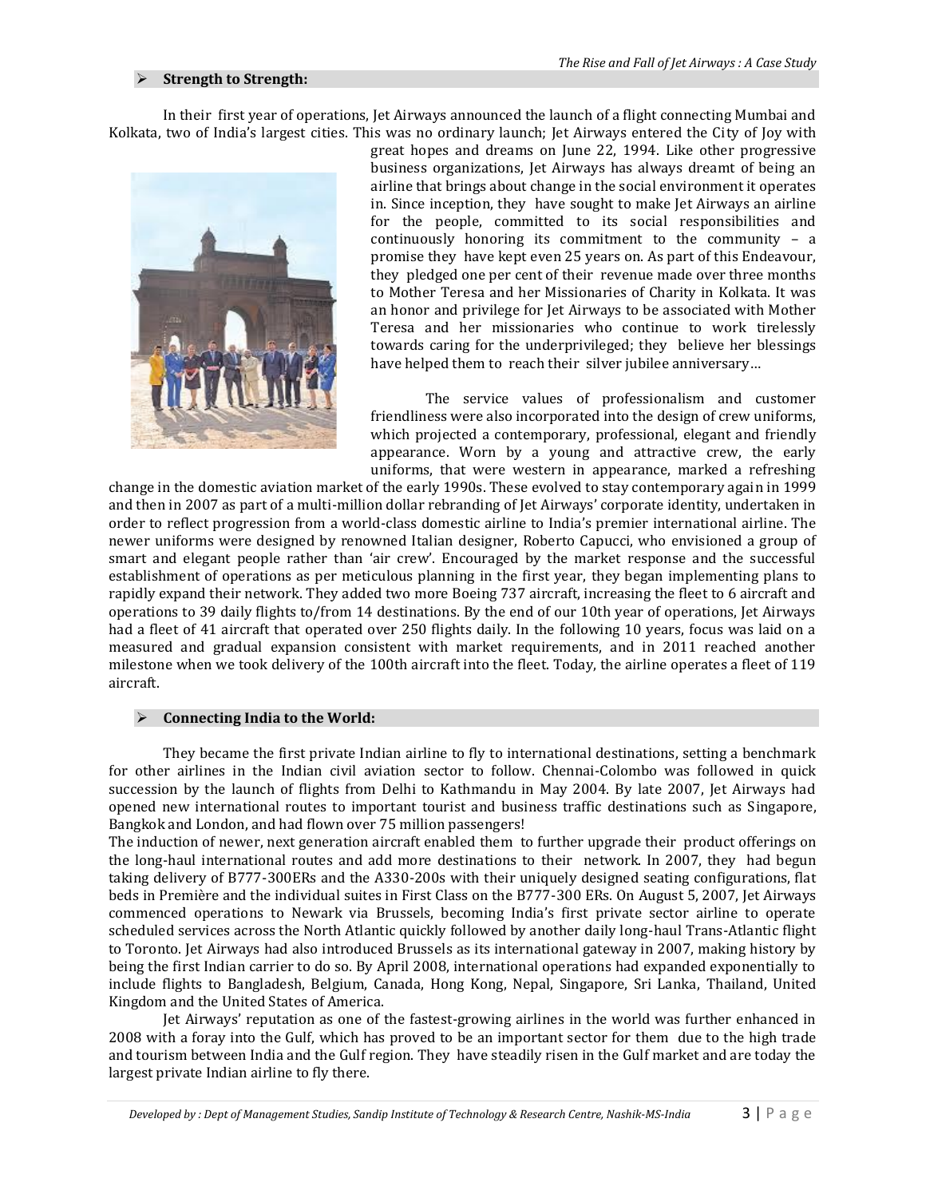## Strength to Strength:

In their first year of operations, Jet Airways announced the launch of a flight connecting Mumbai and Kolkata, two of India's largest cities. This was no ordinary launch; Jet Airways entered the City of Joy with great hopes and dreams on June 22, 1994. Like other progressive business organizations, Jet Airways has always dreamt of being an airline that brings about change in the social environment it operates in. Since inception, they have sought to make Jet Airways an airline for the people, committed to its social responsibilities and continuously honoring its commitment to the community – a promise they have kept even 25 years on. As part of this Endeavour, they pledged one per cent of their revenue made over three months to Mother Teresa and her Missionaries of Charity in Kolkata. It was an honor and privilege for Jet Airways to be associated with Mother Teresa and her missionaries who continue to work tirelessly towards caring for the underprivileged; they believe her blessings have helped them to reach their silver jubilee anniversary…

The service values of professionalism and customer friendliness were also incorporated into the design of crew uniforms, which projected a contemporary, professional, elegant and friendly appearance. Worn by a young and attractive crew, the early uniforms, that were western in appearance, marked a refreshing change in the domestic aviation market of the early 1990s. These evolved to stay contemporary again in 1999 and then in 2007 as part of a multi-million dollar rebranding of Jet Airways' corporate identity, undertaken in order to reflect progression from a world-class domestic airline to India's premier international airline. The newer uniforms were designed by renowned Italian designer, Roberto Capucci, who envisioned a group of smart and elegant people rather than 'air crew'. Encouraged by the market response and the successful establishment of operations as per meticulous planning in the first year, they began implementing plans to rapidly expand their network. They added two more Boeing 737 aircraft, increasing the fleet to 6 aircraft and operations to 39 daily flights to/from 14 destinations. By the end of our 10th year of operations, Jet Airways had a fleet of 41 aircraft that operated over 250 flights daily. In the following 10 years, focus was laid on a measured and gradual expansion consistent with market requirements, and in 2011 reached another milestone when we took delivery of the 100th aircraft into the fleet. Today, the airline operates a fleet of 119 aircraft.

## Connecting India to the World:

They became the first private Indian airline to fly to international destinations, setting a benchmark for other airlines in the Indian civil aviation sector to follow. Chennai-Colombo was followed in quick succession by the launch of flights from Delhi to Kathmandu in May 2004. By late 2007, Jet Airways had opened new international routes to important tourist and business traffic destinations such as Singapore, Bangkok and London, and had flown over 75 million passengers!

The induction of newer, next generation aircraft enabled them to further upgrade their product offerings on the long-haul international routes and add more destinations to their network. In 2007, they had begun taking delivery of B777-300ERs and the A330-200s with their uniquely designed seating configurations, flat beds in Première and the individual suites in First Class on the B777-300 ERs. On August 5, 2007, Jet Airways commenced operations to Newark via Brussels, becoming India's first private sector airline to operate scheduled services across the North Atlantic quickly followed by another daily long-haul Trans-Atlantic flight to Toronto. Jet Airways had also introduced Brussels as its international gateway in 2007, making history by being the first Indian carrier to do so. By April 2008, international operations had expanded exponentially to include flights to Bangladesh, Belgium, Canada, Hong Kong, Nepal, Singapore, Sri Lanka, Thailand, United Kingdom and the United States of America.

Jet Airways' reputation as one of the fastest-growing airlines in the world was further enhanced in 2008 with a foray into the Gulf, which has proved to be an important sector for them due to the high trade and tourism between India and the Gulf region. They have steadily risen in the Gulf market and are today the largest private Indian airline to fly there.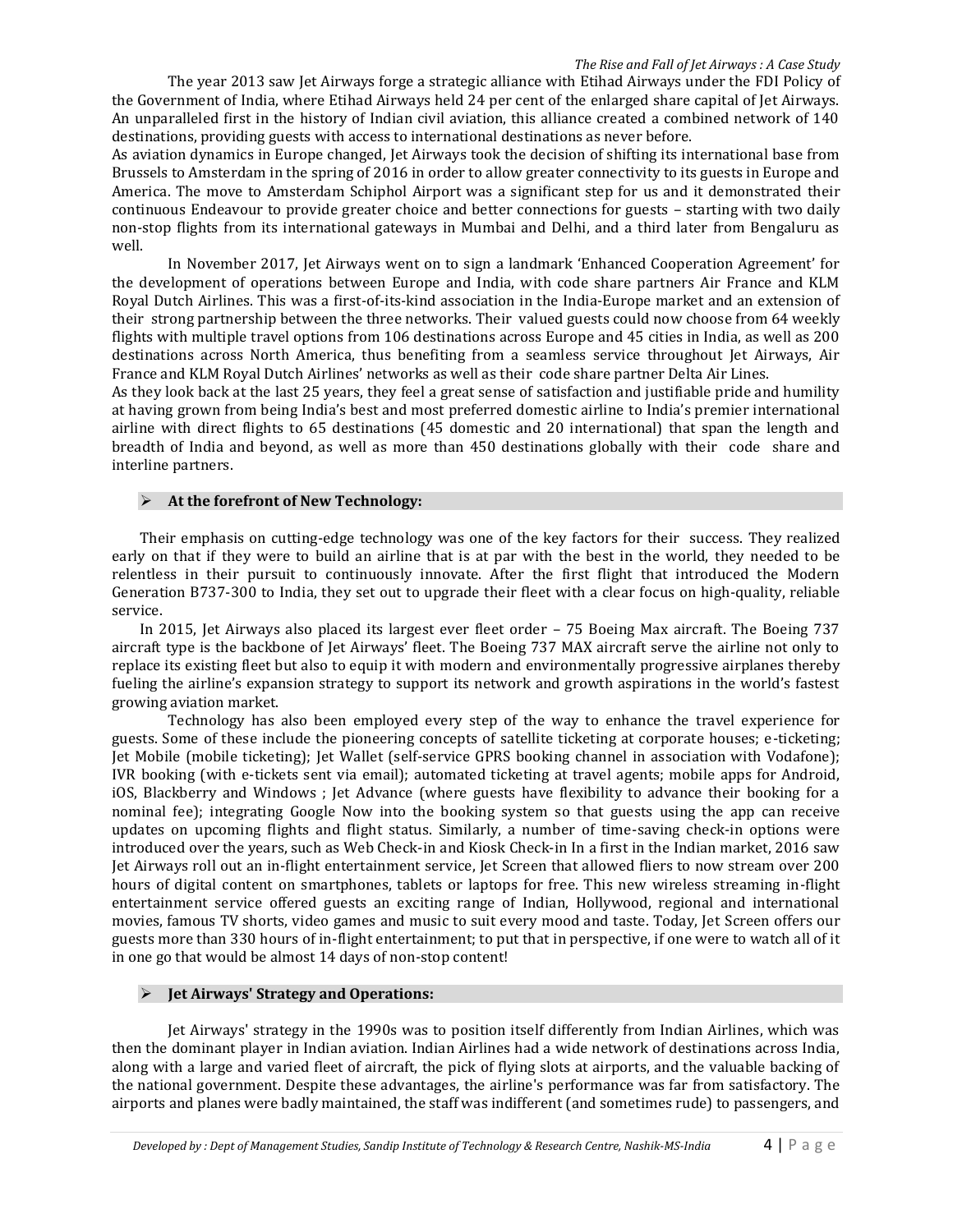The year 2013 saw Jet Airways forge a strategic alliance with Etihad Airways under the FDI Policy of the Government of India, where Etihad Airways held 24 per cent of the enlarged share capital of Jet Airways. An unparalleled first in the history of Indian civil aviation, this alliance created a combined network of 140 destinations, providing guests with access to international destinations as never before.

As aviation dynamics in Europe changed, Jet Airways took the decision of shifting its international base from Brussels to Amsterdam in the spring of 2016 in order to allow greater connectivity to its guests in Europe and America. The move to Amsterdam Schiphol Airport was a significant step for us and it demonstrated their continuous Endeavour to provide greater choice and better connections for guests – starting with two daily non-stop flights from its international gateways in Mumbai and Delhi, and a third later from Bengaluru as well.

In November 2017, Jet Airways went on to sign a landmark 'Enhanced Cooperation Agreement' for the development of operations between Europe and India, with code share partners Air France and KLM Royal Dutch Airlines. This was a first-of-its-kind association in the India-Europe market and an extension of their strong partnership between the three networks. Their valued guests could now choose from 64 weekly flights with multiple travel options from 106 destinations across Europe and 45 cities in India, as well as 200 destinations across North America, thus benefiting from a seamless service throughout Jet Airways, Air France and KLM Royal Dutch Airlines' networks as well as their code share partner Delta Air Lines.

As they look back at the last 25 years, they feel a great sense of satisfaction and justifiable pride and humility at having grown from being India's best and most preferred domestic airline to India's premier international airline with direct flights to 65 destinations (45 domestic and 20 international) that span the length and breadth of India and beyond, as well as more than 450 destinations globally with their code share and interline partners.

## At the forefront of New Technology:

Their emphasis on cutting-edge technology was one of the key factors for their success. They realized early on that if they were to build an airline that is at par with the best in the world, they needed to be relentless in their pursuit to continuously innovate. After the first flight that introduced the Modern Generation B737-300 to India, they set out to upgrade their fleet with a clear focus on high-quality, reliable service.

In 2015, Jet Airways also placed its largest ever fleet order – 75 Boeing Max aircraft. The Boeing 737 aircraft type is the backbone of Jet Airways' fleet. The Boeing 737 MAX aircraft serve the airline not only to replace its existing fleet but also to equip it with modern and environmentally progressive airplanes thereby fueling the airline's expansion strategy to support its network and growth aspirations in the world's fastest growing aviation market.

Technology has also been employed every step of the way to enhance the travel experience for guests. Some of these include the pioneering concepts of satellite ticketing at corporate houses; e-ticketing; Jet Mobile (mobile ticketing); Jet Wallet (self-service GPRS booking channel in association with Vodafone); IVR booking (with e-tickets sent via email); automated ticketing at travel agents; mobile apps for Android, iOS, Blackberry and Windows ; Jet Advance (where guests have flexibility to advance their booking for a nominal fee); integrating Google Now into the booking system so that guests using the app can receive updates on upcoming flights and flight status. Similarly, a number of time-saving check-in options were introduced over the years, such as Web Check-in and Kiosk Check-in In a first in the Indian market, 2016 saw Jet Airways roll out an in-flight entertainment service, Jet Screen that allowed fliers to now stream over 200 hours of digital content on smartphones, tablets or laptops for free. This new wireless streaming in-flight entertainment service offered guests an exciting range of Indian, Hollywood, regional and international movies, famous TV shorts, video games and music to suit every mood and taste. Today, Jet Screen offers our guests more than 330 hours of in-flight entertainment; to put that in perspective, if one were to watch all of it in one go that would be almost 14 days of non-stop content!

## Jet Airways' Strategy and Operations:

Jet Airways' strategy in the 1990s was to position itself differently from Indian Airlines, which was then the dominant player in Indian aviation. Indian Airlines had a wide network of destinations across India, along with a large and varied fleet of aircraft, the pick of flying slots at airports, and the valuable backing of the national government. Despite these advantages, the airline's performance was far from satisfactory. The airports and planes were badly maintained, the staff was indifferent (and sometimes rude) to passengers, and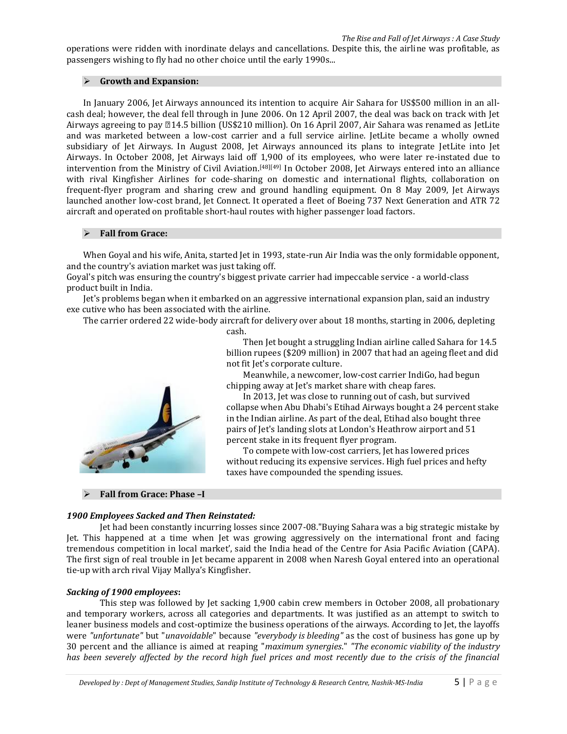operations were ridden with inordinate delays and cancellations. Despite this, the airline was profitable, as passengers wishing to fly had no other choice until the early 1990s...

## Growth and Expansion:

In January 2006, Jet Airways announced its intention to acquire Air Sahara for US$500 million in an all-cash deal; however, the deal fell through in June 2006. On 12 April 2007, the deal was back on track with Jet Airways agreeing to pay ₹14.5 billion (US$210 million). On 16 April 2007, Air Sahara was renamed as JetLite and was marketed between a low-cost carrier and a full service airline. JetLite became a wholly owned subsidiary of Jet Airways. In August 2008, Jet Airways announced its plans to integrate JetLite into Jet Airways. In October 2008, Jet Airways laid off 1,900 of its employees, who were later re-instated due to intervention from the Ministry of Civil Aviation.[48][49] In October 2008, Jet Airways entered into an alliance with rival Kingfisher Airlines for code-sharing on domestic and international flights, collaboration on frequent-flyer program and sharing crew and ground handling equipment. On 8 May 2009, Jet Airways launched another low-cost brand, Jet Connect. It operated a fleet of Boeing 737 Next Generation and ATR 72 aircraft and operated on profitable short-haul routes with higher passenger load factors.

## Fall from Grace:

When Goyal and his wife, Anita, started Jet in 1993, state-run Air India was the only formidable opponent, and the country's aviation market was just taking off.

Goyal's pitch was ensuring the country's biggest private carrier had impeccable service - a world-class product built in India.

Jet's problems began when it embarked on an aggressive international expansion plan, said an industry exe cutive who has been associated with the airline.

The carrier ordered 22 wide-body aircraft for delivery over about 18 months, starting in 2006, depleting cash.

Then Jet bought a struggling Indian airline called Sahara for 14.5 billion rupees ($209 million) in 2007 that had an ageing fleet and did not fit Jet's corporate culture.

Meanwhile, a newcomer, low-cost carrier IndiGo, had begun chipping away at Jet's market share with cheap fares.

In 2013, Jet was close to running out of cash, but survived collapse when Abu Dhabi's Etihad Airways bought a 24 percent stake in the Indian airline. As part of the deal, Etihad also bought three pairs of Jet's landing slots at London's Heathrow airport and 51 percent stake in its frequent flyer program.

To compete with low-cost carriers, Jet has lowered prices without reducing its expensive services. High fuel prices and hefty taxes have compounded the spending issues.

## Fall from Grace: Phase –I

***1900 Employees Sacked and Then Reinstated:***

Jet had been constantly incurring losses since 2007-08."Buying Sahara was a big strategic mistake by Jet. This happened at a time when Jet was growing aggressively on the international front and facing tremendous competition in local market', said the India head of the Centre for Asia Pacific Aviation (CAPA). The first sign of real trouble in Jet became apparent in 2008 when Naresh Goyal entered into an operational tie-up with arch rival Vijay Mallya's Kingfisher.

***Sacking of 1900 employees*:**

This step was followed by Jet sacking 1,900 cabin crew members in October 2008, all probationary and temporary workers, across all categories and departments. It was justified as an attempt to switch to leaner business models and cost-optimize the business operations of the airways. According to Jet, the layoffs were *"unfortunate"* but "*unavoidable*" because *"everybody is bleeding"* as the cost of business has gone up by 30 percent and the alliance is aimed at reaping "*maximum synergies*." *"The economic viability of the industry has been severely affected by the record high fuel prices and most recently due to the crisis of the financial*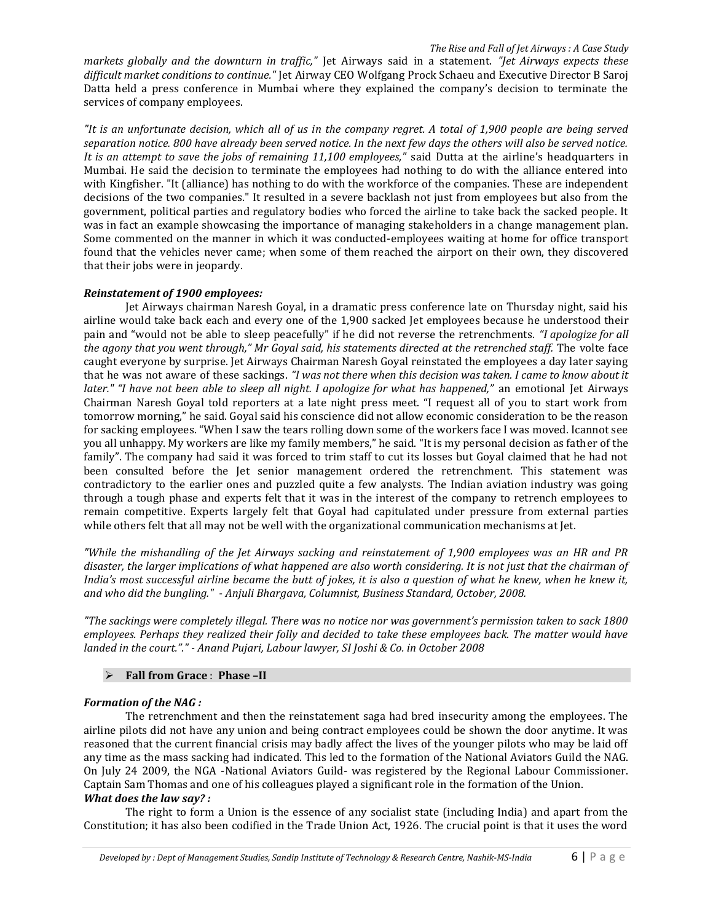*markets globally and the downturn in traffic,"* Jet Airways said in a statement. *"Jet Airways expects these difficult market conditions to continue."* Jet Airway CEO Wolfgang Prock Schaeu and Executive Director B Saroj Datta held a press conference in Mumbai where they explained the company's decision to terminate the services of company employees.

*"It is an unfortunate decision, which all of us in the company regret. A total of 1,900 people are being served separation notice. 800 have already been served notice. In the next few days the others will also be served notice. It is an attempt to save the jobs of remaining 11,100 employees,"* said Dutta at the airline's headquarters in Mumbai. He said the decision to terminate the employees had nothing to do with the alliance entered into with Kingfisher. "It (alliance) has nothing to do with the workforce of the companies. These are independent decisions of the two companies." It resulted in a severe backlash not just from employees but also from the government, political parties and regulatory bodies who forced the airline to take back the sacked people. It was in fact an example showcasing the importance of managing stakeholders in a change management plan. Some commented on the manner in which it was conducted-employees waiting at home for office transport found that the vehicles never came; when some of them reached the airport on their own, they discovered that their jobs were in jeopardy.

***Reinstatement of 1900 employees:***

Jet Airways chairman Naresh Goyal, in a dramatic press conference late on Thursday night, said his airline would take back each and every one of the 1,900 sacked Jet employees because he understood their pain and "would not be able to sleep peacefully" if he did not reverse the retrenchments. *"I apologize for all the agony that you went through," Mr Goyal said, his statements directed at the retrenched staff.* The volte face caught everyone by surprise. Jet Airways Chairman Naresh Goyal reinstated the employees a day later saying that he was not aware of these sackings. *"I was not there when this decision was taken. I came to know about it later." "I have not been able to sleep all night. I apologize for what has happened,"* an emotional Jet Airways Chairman Naresh Goyal told reporters at a late night press meet. "I request all of you to start work from tomorrow morning," he said. Goyal said his conscience did not allow economic consideration to be the reason for sacking employees. "When I saw the tears rolling down some of the workers face I was moved. Icannot see you all unhappy. My workers are like my family members," he said. "It is my personal decision as father of the family". The company had said it was forced to trim staff to cut its losses but Goyal claimed that he had not been consulted before the Jet senior management ordered the retrenchment. This statement was contradictory to the earlier ones and puzzled quite a few analysts. The Indian aviation industry was going through a tough phase and experts felt that it was in the interest of the company to retrench employees to remain competitive. Experts largely felt that Goyal had capitulated under pressure from external parties while others felt that all may not be well with the organizational communication mechanisms at Jet.

*"While the mishandling of the Jet Airways sacking and reinstatement of 1,900 employees was an HR and PR disaster, the larger implications of what happened are also worth considering. It is not just that the chairman of India's most successful airline became the butt of jokes, it is also a question of what he knew, when he knew it, and who did the bungling." - Anjuli Bhargava, Columnist, Business Standard, October, 2008.*

*"The sackings were completely illegal. There was no notice nor was government's permission taken to sack 1800 employees. Perhaps they realized their folly and decided to take these employees back. The matter would have landed in the court."." - Anand Pujari, Labour lawyer, SI Joshi & Co. in October 2008*

- **Fall from Grace** : **Phase –II**

***Formation of the NAG :***

The retrenchment and then the reinstatement saga had bred insecurity among the employees. The airline pilots did not have any union and being contract employees could be shown the door anytime. It was reasoned that the current financial crisis may badly affect the lives of the younger pilots who may be laid off any time as the mass sacking had indicated. This led to the formation of the National Aviators Guild the NAG. On July 24 2009, the NGA -National Aviators Guild- was registered by the Regional Labour Commissioner. Captain Sam Thomas and one of his colleagues played a significant role in the formation of the Union.

***What does the law say? :***

The right to form a Union is the essence of any socialist state (including India) and apart from the Constitution; it has also been codified in the Trade Union Act, 1926. The crucial point is that it uses the word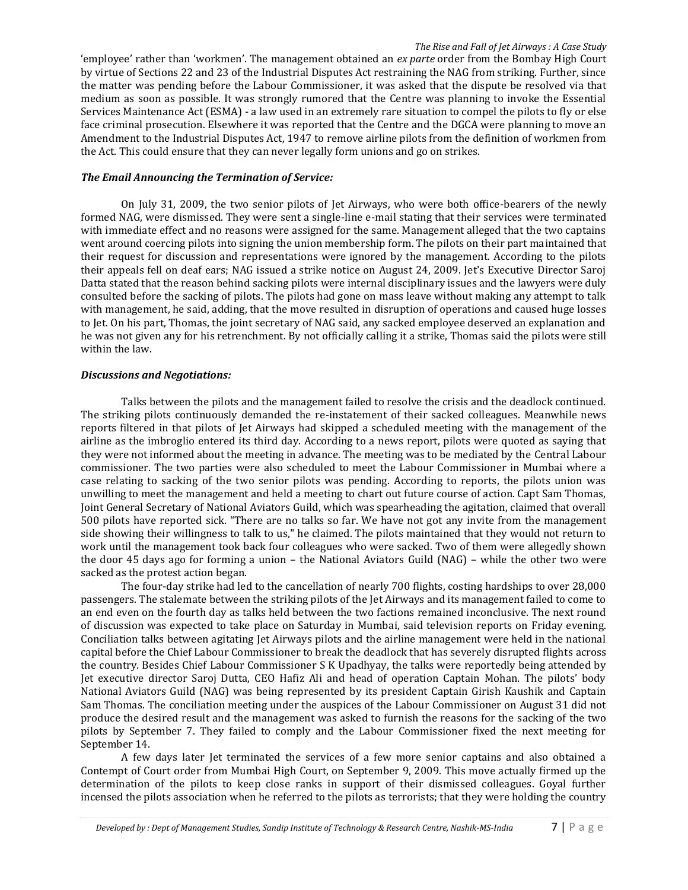'employee' rather than 'workmen'. The management obtained an *ex parte* order from the Bombay High Court by virtue of Sections 22 and 23 of the Industrial Disputes Act restraining the NAG from striking. Further, since the matter was pending before the Labour Commissioner, it was asked that the dispute be resolved via that medium as soon as possible. It was strongly rumored that the Centre was planning to invoke the Essential Services Maintenance Act (ESMA) - a law used in an extremely rare situation to compel the pilots to fly or else face criminal prosecution. Elsewhere it was reported that the Centre and the DGCA were planning to move an Amendment to the Industrial Disputes Act, 1947 to remove airline pilots from the definition of workmen from the Act. This could ensure that they can never legally form unions and go on strikes.

### *The Email Announcing the Termination of Service:*

On July 31, 2009, the two senior pilots of Jet Airways, who were both office-bearers of the newly formed NAG, were dismissed. They were sent a single-line e-mail stating that their services were terminated with immediate effect and no reasons were assigned for the same. Management alleged that the two captains went around coercing pilots into signing the union membership form. The pilots on their part maintained that their request for discussion and representations were ignored by the management. According to the pilots their appeals fell on deaf ears; NAG issued a strike notice on August 24, 2009. Jet's Executive Director Saroj Datta stated that the reason behind sacking pilots were internal disciplinary issues and the lawyers were duly consulted before the sacking of pilots. The pilots had gone on mass leave without making any attempt to talk with management, he said, adding, that the move resulted in disruption of operations and caused huge losses to Jet. On his part, Thomas, the joint secretary of NAG said, any sacked employee deserved an explanation and he was not given any for his retrenchment. By not officially calling it a strike, Thomas said the pilots were still within the law.

### *Discussions and Negotiations:*

Talks between the pilots and the management failed to resolve the crisis and the deadlock continued. The striking pilots continuously demanded the re-instatement of their sacked colleagues. Meanwhile news reports filtered in that pilots of Jet Airways had skipped a scheduled meeting with the management of the airline as the imbroglio entered its third day. According to a news report, pilots were quoted as saying that they were not informed about the meeting in advance. The meeting was to be mediated by the Central Labour commissioner. The two parties were also scheduled to meet the Labour Commissioner in Mumbai where a case relating to sacking of the two senior pilots was pending. According to reports, the pilots union was unwilling to meet the management and held a meeting to chart out future course of action. Capt Sam Thomas, Joint General Secretary of National Aviators Guild, which was spearheading the agitation, claimed that overall 500 pilots have reported sick. "There are no talks so far. We have not got any invite from the management side showing their willingness to talk to us," he claimed. The pilots maintained that they would not return to work until the management took back four colleagues who were sacked. Two of them were allegedly shown the door 45 days ago for forming a union – the National Aviators Guild (NAG) – while the other two were sacked as the protest action began.

The four-day strike had led to the cancellation of nearly 700 flights, costing hardships to over 28,000 passengers. The stalemate between the striking pilots of the Jet Airways and its management failed to come to an end even on the fourth day as talks held between the two factions remained inconclusive. The next round of discussion was expected to take place on Saturday in Mumbai, said television reports on Friday evening. Conciliation talks between agitating Jet Airways pilots and the airline management were held in the national capital before the Chief Labour Commissioner to break the deadlock that has severely disrupted flights across the country. Besides Chief Labour Commissioner S K Upadhyay, the talks were reportedly being attended by Jet executive director Saroj Dutta, CEO Hafiz Ali and head of operation Captain Mohan. The pilots' body National Aviators Guild (NAG) was being represented by its president Captain Girish Kaushik and Captain Sam Thomas. The conciliation meeting under the auspices of the Labour Commissioner on August 31 did not produce the desired result and the management was asked to furnish the reasons for the sacking of the two pilots by September 7. They failed to comply and the Labour Commissioner fixed the next meeting for September 14.

A few days later Jet terminated the services of a few more senior captains and also obtained a Contempt of Court order from Mumbai High Court, on September 9, 2009. This move actually firmed up the determination of the pilots to keep close ranks in support of their dismissed colleagues. Goyal further incensed the pilots association when he referred to the pilots as terrorists; that they were holding the country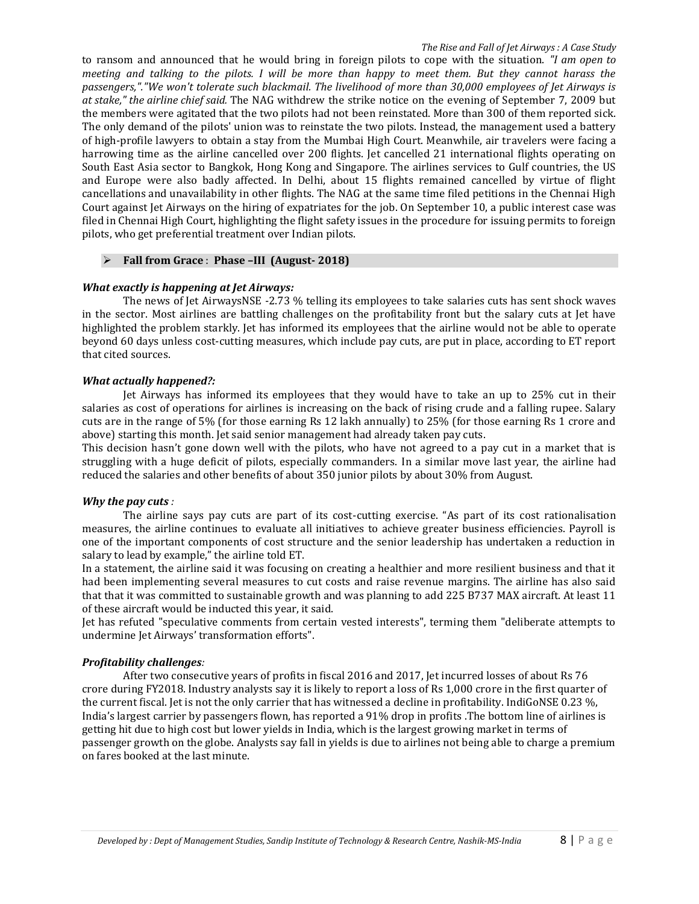to ransom and announced that he would bring in foreign pilots to cope with the situation. *"I am open to meeting and talking to the pilots. I will be more than happy to meet them. But they cannot harass the passengers,"."We won't tolerate such blackmail. The livelihood of more than 30,000 employees of Jet Airways is at stake," the airline chief said.* The NAG withdrew the strike notice on the evening of September 7, 2009 but the members were agitated that the two pilots had not been reinstated. More than 300 of them reported sick. The only demand of the pilots' union was to reinstate the two pilots. Instead, the management used a battery of high-profile lawyers to obtain a stay from the Mumbai High Court. Meanwhile, air travelers were facing a harrowing time as the airline cancelled over 200 flights. Jet cancelled 21 international flights operating on South East Asia sector to Bangkok, Hong Kong and Singapore. The airlines services to Gulf countries, the US and Europe were also badly affected. In Delhi, about 15 flights remained cancelled by virtue of flight cancellations and unavailability in other flights. The NAG at the same time filed petitions in the Chennai High Court against Jet Airways on the hiring of expatriates for the job. On September 10, a public interest case was filed in Chennai High Court, highlighting the flight safety issues in the procedure for issuing permits to foreign pilots, who get preferential treatment over Indian pilots.

- **Fall from Grace** : **Phase –III (August- 2018)**

***What exactly is happening at Jet Airways:***

The news of Jet AirwaysNSE -2.73 % telling its employees to take salaries cuts has sent shock waves in the sector. Most airlines are battling challenges on the profitability front but the salary cuts at Jet have highlighted the problem starkly. Jet has informed its employees that the airline would not be able to operate beyond 60 days unless cost-cutting measures, which include pay cuts, are put in place, according to ET report that cited sources.

***What actually happened?:***

Jet Airways has informed its employees that they would have to take an up to 25% cut in their salaries as cost of operations for airlines is increasing on the back of rising crude and a falling rupee. Salary cuts are in the range of 5% (for those earning Rs 12 lakh annually) to 25% (for those earning Rs 1 crore and above) starting this month. Jet said senior management had already taken pay cuts.

This decision hasn't gone down well with the pilots, who have not agreed to a pay cut in a market that is struggling with a huge deficit of pilots, especially commanders. In a similar move last year, the airline had reduced the salaries and other benefits of about 350 junior pilots by about 30% from August.

***Why the pay cuts** :*

The airline says pay cuts are part of its cost-cutting exercise. "As part of its cost rationalisation measures, the airline continues to evaluate all initiatives to achieve greater business efficiencies. Payroll is one of the important components of cost structure and the senior leadership has undertaken a reduction in salary to lead by example," the airline told ET.

In a statement, the airline said it was focusing on creating a healthier and more resilient business and that it had been implementing several measures to cut costs and raise revenue margins. The airline has also said that that it was committed to sustainable growth and was planning to add 225 B737 MAX aircraft. At least 11 of these aircraft would be inducted this year, it said.

Jet has refuted "speculative comments from certain vested interests", terming them "deliberate attempts to undermine Jet Airways' transformation efforts".

***Profitability challenges**:*

After two consecutive years of profits in fiscal 2016 and 2017, Jet incurred losses of about Rs 76 crore during FY2018. Industry analysts say it is likely to report a loss of Rs 1,000 crore in the first quarter of the current fiscal. Jet is not the only carrier that has witnessed a decline in profitability. IndiGoNSE 0.23 %, India's largest carrier by passengers flown, has reported a 91% drop in profits .The bottom line of airlines is getting hit due to high cost but lower yields in India, which is the largest growing market in terms of passenger growth on the globe. Analysts say fall in yields is due to airlines not being able to charge a premium on fares booked at the last minute.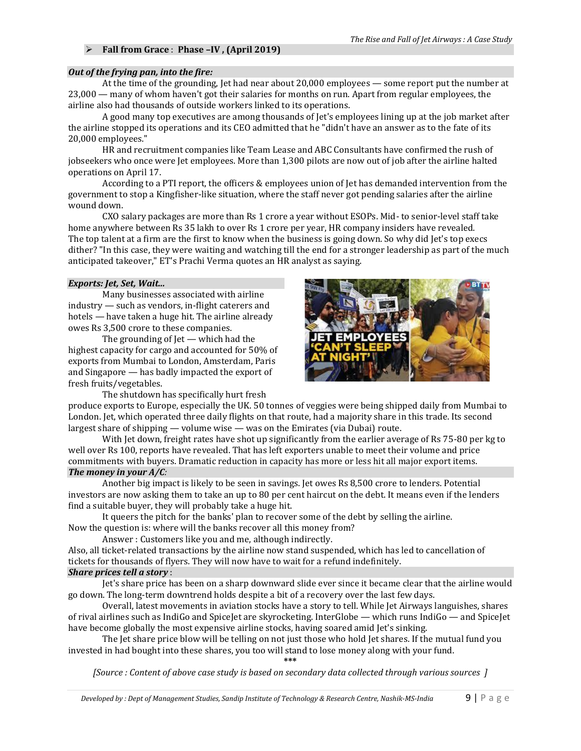- **Fall from Grace** : **Phase –IV , (April 2019)**

***Out of the frying pan, into the fire:***

At the time of the grounding, Jet had near about 20,000 employees — some report put the number at 23,000 — many of whom haven't got their salaries for months on run. Apart from regular employees, the airline also had thousands of outside workers linked to its operations.

A good many top executives are among thousands of Jet's employees lining up at the job market after the airline stopped its operations and its CEO admitted that he "didn't have an answer as to the fate of its 20,000 employees."

HR and recruitment companies like Team Lease and ABC Consultants have confirmed the rush of jobseekers who once were Jet employees. More than 1,300 pilots are now out of job after the airline halted operations on April 17.

According to a PTI report, the officers & employees union of Jet has demanded intervention from the government to stop a Kingfisher-like situation, where the staff never got pending salaries after the airline wound down.

CXO salary packages are more than Rs 1 crore a year without ESOPs. Mid- to senior-level staff take home anywhere between Rs 35 lakh to over Rs 1 crore per year, HR company insiders have revealed. The top talent at a firm are the first to know when the business is going down. So why did Jet's top execs dither? "In this case, they were waiting and watching till the end for a stronger leadership as part of the much anticipated takeover," ET's Prachi Verma quotes an HR analyst as saying.

***Exports: Jet, Set, Wait...***

Many businesses associated with airline industry — such as vendors, in-flight caterers and hotels — have taken a huge hit. The airline already owes Rs 3,500 crore to these companies.

The grounding of Jet — which had the highest capacity for cargo and accounted for 50% of exports from Mumbai to London, Amsterdam, Paris and Singapore — has badly impacted the export of fresh fruits/vegetables.

The shutdown has specifically hurt fresh produce exports to Europe, especially the UK. 50 tonnes of veggies were being shipped daily from Mumbai to London. Jet, which operated three daily flights on that route, had a majority share in this trade. Its second largest share of shipping — volume wise — was on the Emirates (via Dubai) route.

With Jet down, freight rates have shot up significantly from the earlier average of Rs 75-80 per kg to well over Rs 100, reports have revealed. That has left exporters unable to meet their volume and price commitments with buyers. Dramatic reduction in capacity has more or less hit all major export items.

***The money in your A/C:***

Another big impact is likely to be seen in savings. Jet owes Rs 8,500 crore to lenders. Potential investors are now asking them to take an up to 80 per cent haircut on the debt. It means even if the lenders find a suitable buyer, they will probably take a huge hit.

It queers the pitch for the banks' plan to recover some of the debt by selling the airline.
Now the question is: where will the banks recover all this money from?

Answer : Customers like you and me, although indirectly.
Also, all ticket-related transactions by the airline now stand suspended, which has led to cancellation of tickets for thousands of flyers. They will now have to wait for a refund indefinitely.

***Share prices tell a story*** :

Jet's share price has been on a sharp downward slide ever since it became clear that the airline would go down. The long-term downtrend holds despite a bit of a recovery over the last few days.

Overall, latest movements in aviation stocks have a story to tell. While Jet Airways languishes, shares of rival airlines such as IndiGo and SpiceJet are skyrocketing. InterGlobe — which runs IndiGo — and SpiceJet have become globally the most expensive airline stocks, having soared amid Jet's sinking.

The Jet share price blow will be telling on not just those who hold Jet shares. If the mutual fund you invested in had bought into these shares, you too will stand to lose money along with your fund.

\*\*\*

*[Source : Content of above case study is based on secondary data collected through various sources ]*